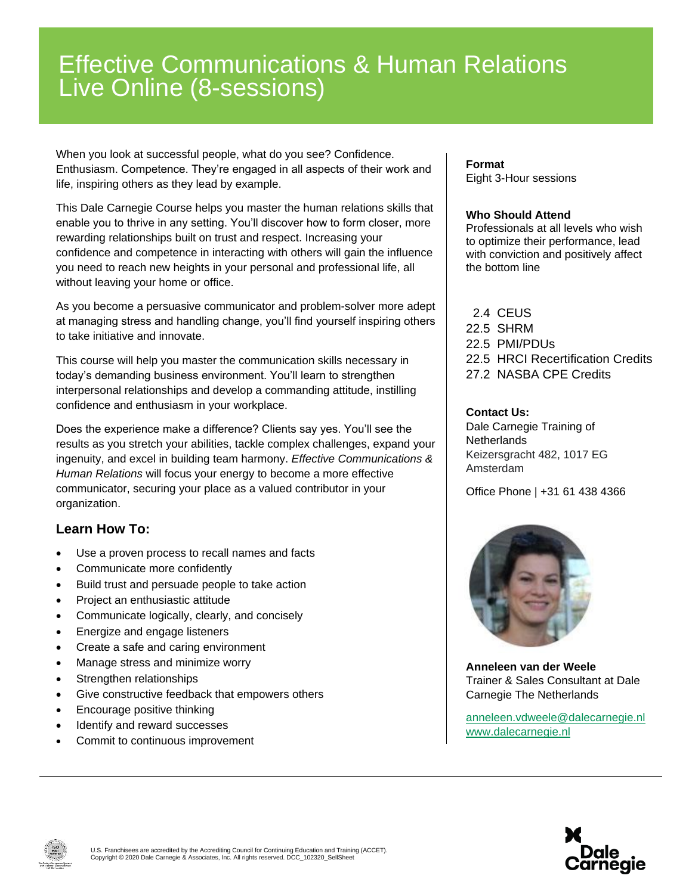# Effective Communications & Human Relations Live Online (8-sessions)

When you look at successful people, what do you see? Confidence. Enthusiasm. Competence. They're engaged in all aspects of their work and life, inspiring others as they lead by example.

This Dale Carnegie Course helps you master the human relations skills that enable you to thrive in any setting. You'll discover how to form closer, more rewarding relationships built on trust and respect. Increasing your confidence and competence in interacting with others will gain the influence you need to reach new heights in your personal and professional life, all without leaving your home or office.

As you become a persuasive communicator and problem-solver more adept at managing stress and handling change, you'll find yourself inspiring others to take initiative and innovate.

This course will help you master the communication skills necessary in today's demanding business environment. You'll learn to strengthen interpersonal relationships and develop a commanding attitude, instilling confidence and enthusiasm in your workplace.

Does the experience make a difference? Clients say yes. You'll see the results as you stretch your abilities, tackle complex challenges, expand your ingenuity, and excel in building team harmony. *Effective Communications & Human Relations* will focus your energy to become a more effective communicator, securing your place as a valued contributor in your organization.

## Learn How To:

- Use a proven process to recall names and facts
- Communicate more confidently
- Build trust and persuade people to take action
- Project an enthusiastic attitude
- Communicate logically, clearly, and concisely
- Energize and engage listeners
- Create a safe and caring environment
- Manage stress and minimize worry
- Strengthen relationships
- Give constructive feedback that empowers others
- Encourage positive thinking
- Identify and reward successes
- Commit to continuous improvement

**Format**
Eight 3-Hour sessions

**Who Should Attend**
Professionals at all levels who wish to optimize their performance, lead with conviction and positively affect the bottom line

2.4 CEUS
22.5 SHRM
22.5 PMI/PDUs
22.5 HRCI Recertification Credits
27.2 NASBA CPE Credits

**Contact Us:**
Dale Carnegie Training of Netherlands
Keizersgracht 482, 1017 EG Amsterdam

Office Phone | +31 61 438 4366

**Anneleen van der Weele**
Trainer & Sales Consultant at Dale Carnegie The Netherlands

anneleen.vdweele@dalecarnegie.nl
www.dalecarnegie.nl

U.S. Franchisees are accredited by the Accrediting Council for Continuing Education and Training (ACCET).
Copyright © 2020 Dale Carnegie & Associates, Inc. All rights reserved. DCC_102320_SellSheet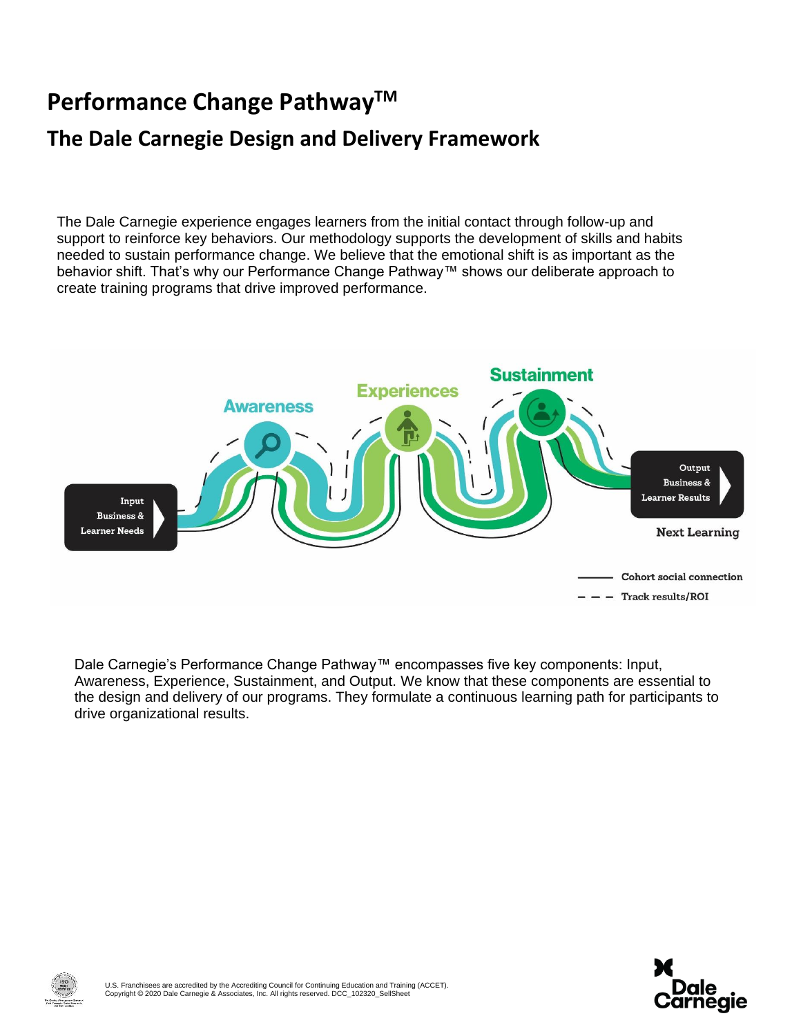# Performance Change Pathway™

## The Dale Carnegie Design and Delivery Framework

The Dale Carnegie experience engages learners from the initial contact through follow-up and support to reinforce key behaviors. Our methodology supports the development of skills and habits needed to sustain performance change. We believe that the emotional shift is as important as the behavior shift. That's why our Performance Change Pathway™ shows our deliberate approach to create training programs that drive improved performance.

Input
Business &
Learner Needs

Awareness

Experiences

Sustainment

Output
Business &
Learner Results

Next Learning

Cohort social connection

Track results/ROI

Dale Carnegie's Performance Change Pathway™ encompasses five key components: Input, Awareness, Experience, Sustainment, and Output. We know that these components are essential to the design and delivery of our programs. They formulate a continuous learning path for participants to drive organizational results.

U.S. Franchisees are accredited by the Accrediting Council for Continuing Education and Training (ACCET).
Copyright © 2020 Dale Carnegie & Associates, Inc. All rights reserved. DCC_102320_SellSheet